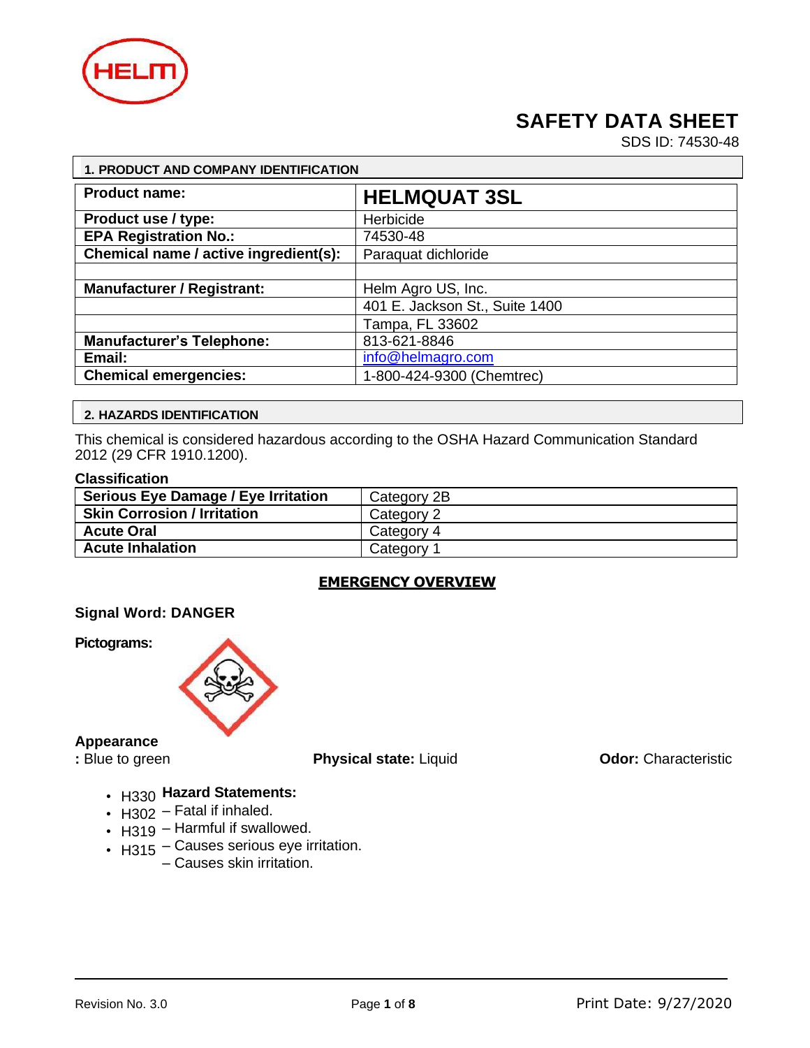# SAFETY DATA SHEET

SDS ID: 74530-48

## 1. PRODUCT AND COMPANY IDENTIFICATION

| **Product name:** | **HELMQUAT 3SL** |
|---|---|
| **Product use / type:** | Herbicide |
| **EPA Registration No.:** | 74530-48 |
| **Chemical name / active ingredient(s):** | Paraquat dichloride |
| | |
| **Manufacturer / Registrant:** | Helm Agro US, Inc. |
| | 401 E. Jackson St., Suite 1400 |
| | Tampa, FL 33602 |
| **Manufacturer's Telephone:** | 813-621-8846 |
| **Email:** | info@helmagro.com |
| **Chemical emergencies:** | 1-800-424-9300 (Chemtrec) |

## 2. HAZARDS IDENTIFICATION

This chemical is considered hazardous according to the OSHA Hazard Communication Standard 2012 (29 CFR 1910.1200).

**Classification**

| **Serious Eye Damage / Eye Irritation** | Category 2B |
|---|---|
| **Skin Corrosion / Irritation** | Category 2 |
| **Acute Oral** | Category 4 |
| **Acute Inhalation** | Category 1 |

### EMERGENCY OVERVIEW

**Signal Word: DANGER**

**Pictograms:**

**Appearance:** Blue to green

**Physical state:** Liquid

**Odor:** Characteristic

**Hazard Statements:**

- H330 – Fatal if inhaled.
- H302 – Harmful if swallowed.
- H319 – Causes serious eye irritation.
- H315 – Causes skin irritation.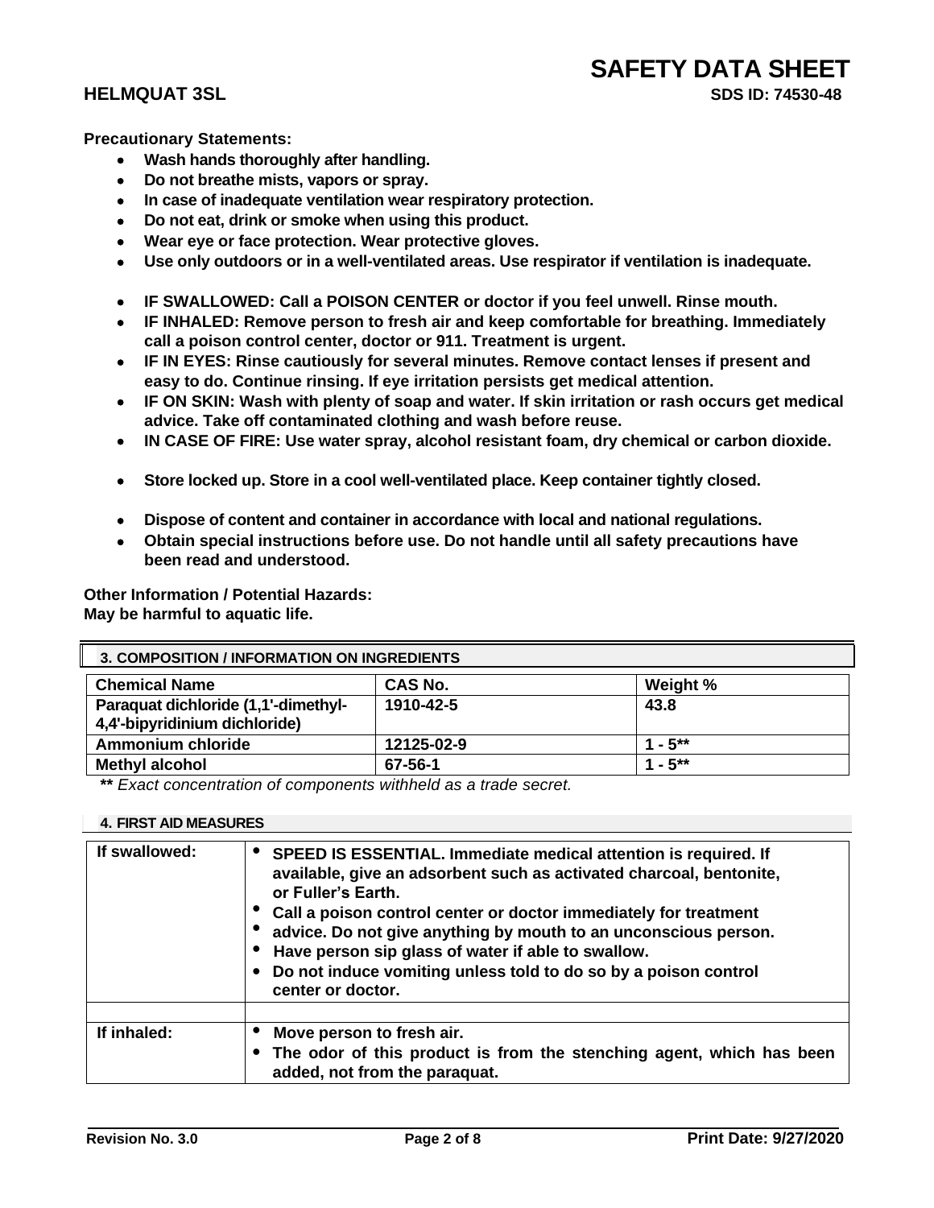**Precautionary Statements:**

- **Wash hands thoroughly after handling.**
- **Do not breathe mists, vapors or spray.**
- **In case of inadequate ventilation wear respiratory protection.**
- **Do not eat, drink or smoke when using this product.**
- **Wear eye or face protection. Wear protective gloves.**
- **Use only outdoors or in a well-ventilated areas. Use respirator if ventilation is inadequate.**

- **IF SWALLOWED: Call a POISON CENTER or doctor if you feel unwell. Rinse mouth.**
- **IF INHALED: Remove person to fresh air and keep comfortable for breathing. Immediately call a poison control center, doctor or 911. Treatment is urgent.**
- **IF IN EYES: Rinse cautiously for several minutes. Remove contact lenses if present and easy to do. Continue rinsing. If eye irritation persists get medical attention.**
- **IF ON SKIN: Wash with plenty of soap and water. If skin irritation or rash occurs get medical advice. Take off contaminated clothing and wash before reuse.**
- **IN CASE OF FIRE: Use water spray, alcohol resistant foam, dry chemical or carbon dioxide.**

- **Store locked up. Store in a cool well-ventilated place. Keep container tightly closed.**

- **Dispose of content and container in accordance with local and national regulations.**
- **Obtain special instructions before use. Do not handle until all safety precautions have been read and understood.**

**Other Information / Potential Hazards:**
**May be harmful to aquatic life.**

## 3. COMPOSITION / INFORMATION ON INGREDIENTS

| Chemical Name | CAS No. | Weight % |
|---|---|---|
| Paraquat dichloride (1,1'-dimethyl-4,4'-bipyridinium dichloride) | 1910-42-5 | 43.8 |
| Ammonium chloride | 12125-02-9 | 1 - 5** |
| Methyl alcohol | 67-56-1 | 1 - 5** |

** *Exact concentration of components withheld as a trade secret.*

## 4. FIRST AID MEASURES

| | |
|---|---|
| **If swallowed:** | • **SPEED IS ESSENTIAL. Immediate medical attention is required. If available, give an adsorbent such as activated charcoal, bentonite, or Fuller's Earth.**<br>• **Call a poison control center or doctor immediately for treatment**<br>• **advice. Do not give anything by mouth to an unconscious person.**<br>• **Have person sip glass of water if able to swallow.**<br>• **Do not induce vomiting unless told to do so by a poison control center or doctor.** |
| | |
| **If inhaled:** | • **Move person to fresh air.**<br>• **The odor of this product is from the stenching agent, which has been added, not from the paraquat.** |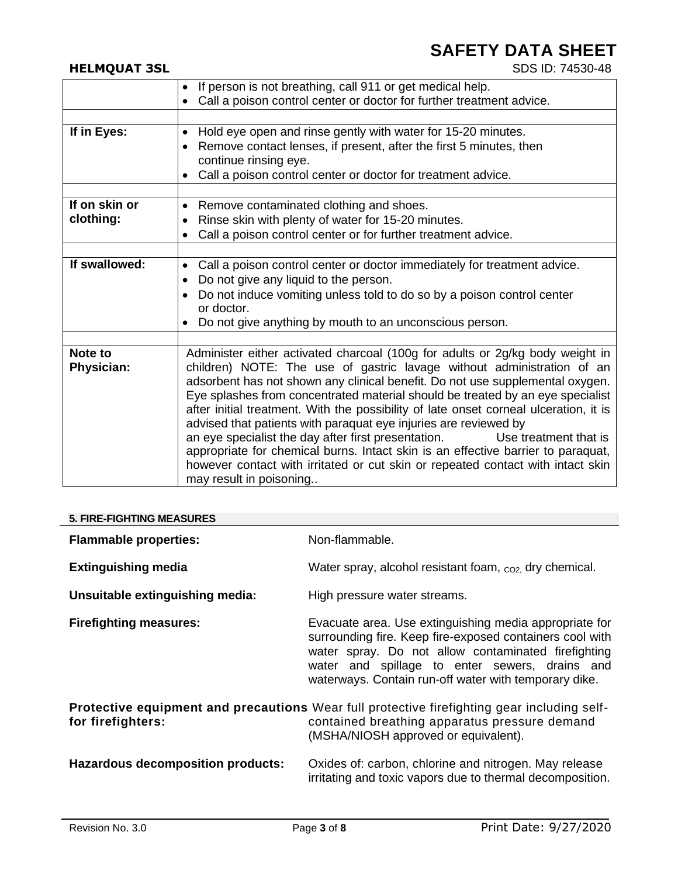| | |
|---|---|
| | • If person is not breathing, call 911 or get medical help.<br>• Call a poison control center or doctor for further treatment advice. |
| | |
| **If in Eyes:** | • Hold eye open and rinse gently with water for 15-20 minutes.<br>• Remove contact lenses, if present, after the first 5 minutes, then continue rinsing eye.<br>• Call a poison control center or doctor for treatment advice. |
| | |
| **If on skin or clothing:** | • Remove contaminated clothing and shoes.<br>• Rinse skin with plenty of water for 15-20 minutes.<br>• Call a poison control center or for further treatment advice. |
| | |
| **If swallowed:** | • Call a poison control center or doctor immediately for treatment advice.<br>• Do not give any liquid to the person.<br>• Do not induce vomiting unless told to do so by a poison control center or doctor.<br>• Do not give anything by mouth to an unconscious person. |
| | |
| **Note to Physician:** | Administer either activated charcoal (100g for adults or 2g/kg body weight in children) NOTE: The use of gastric lavage without administration of an adsorbent has not shown any clinical benefit. Do not use supplemental oxygen. Eye splashes from concentrated material should be treated by an eye specialist after initial treatment. With the possibility of late onset corneal ulceration, it is advised that patients with paraquat eye injuries are reviewed by an eye specialist the day after first presentation. Use treatment that is appropriate for chemical burns. Intact skin is an effective barrier to paraquat, however contact with irritated or cut skin or repeated contact with intact skin may result in poisoning.. |

## 5. FIRE-FIGHTING MEASURES

**Flammable properties:** Non-flammable.

**Extinguishing media** Water spray, alcohol resistant foam, $CO_2$, dry chemical.

**Unsuitable extinguishing media:** High pressure water streams.

**Firefighting measures:** Evacuate area. Use extinguishing media appropriate for surrounding fire. Keep fire-exposed containers cool with water spray. Do not allow contaminated firefighting water and spillage to enter sewers, drains and waterways. Contain run-off water with temporary dike.

**Protective equipment and precautions for firefighters:** Wear full protective firefighting gear including self-contained breathing apparatus pressure demand (MSHA/NIOSH approved or equivalent).

**Hazardous decomposition products:** Oxides of: carbon, chlorine and nitrogen. May release irritating and toxic vapors due to thermal decomposition.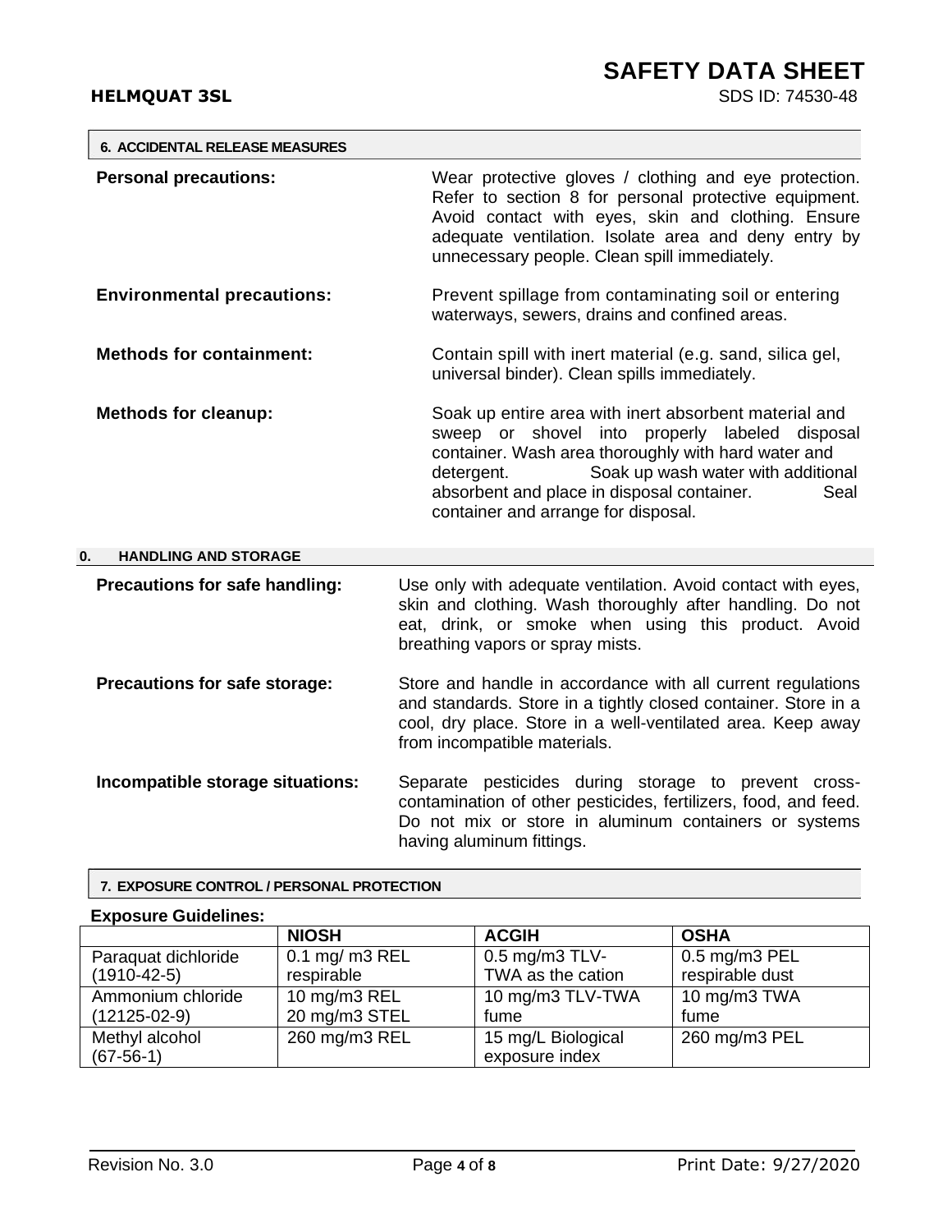## 6. ACCIDENTAL RELEASE MEASURES

**Personal precautions:** Wear protective gloves / clothing and eye protection. Refer to section 8 for personal protective equipment. Avoid contact with eyes, skin and clothing. Ensure adequate ventilation. Isolate area and deny entry by unnecessary people. Clean spill immediately.

**Environmental precautions:** Prevent spillage from contaminating soil or entering waterways, sewers, drains and confined areas.

**Methods for containment:** Contain spill with inert material (e.g. sand, silica gel, universal binder). Clean spills immediately.

**Methods for cleanup:** Soak up entire area with inert absorbent material and sweep or shovel into properly labeled disposal container. Wash area thoroughly with hard water and detergent. Soak up wash water with additional absorbent and place in disposal container. Seal container and arrange for disposal.

## 0. HANDLING AND STORAGE

**Precautions for safe handling:** Use only with adequate ventilation. Avoid contact with eyes, skin and clothing. Wash thoroughly after handling. Do not eat, drink, or smoke when using this product. Avoid breathing vapors or spray mists.

**Precautions for safe storage:** Store and handle in accordance with all current regulations and standards. Store in a tightly closed container. Store in a cool, dry place. Store in a well-ventilated area. Keep away from incompatible materials.

**Incompatible storage situations:** Separate pesticides during storage to prevent cross-contamination of other pesticides, fertilizers, food, and feed. Do not mix or store in aluminum containers or systems having aluminum fittings.

## 7. EXPOSURE CONTROL / PERSONAL PROTECTION

**Exposure Guidelines:**

| | NIOSH | ACGIH | OSHA |
|---|---|---|---|
| Paraquat dichloride (1910-42-5) | 0.1 mg/ m3 REL respirable | 0.5 mg/m3 TLV-TWA as the cation | 0.5 mg/m3 PEL respirable dust |
| Ammonium chloride (12125-02-9) | 10 mg/m3 REL 20 mg/m3 STEL | 10 mg/m3 TLV-TWA fume | 10 mg/m3 TWA fume |
| Methyl alcohol (67-56-1) | 260 mg/m3 REL | 15 mg/L Biological exposure index | 260 mg/m3 PEL |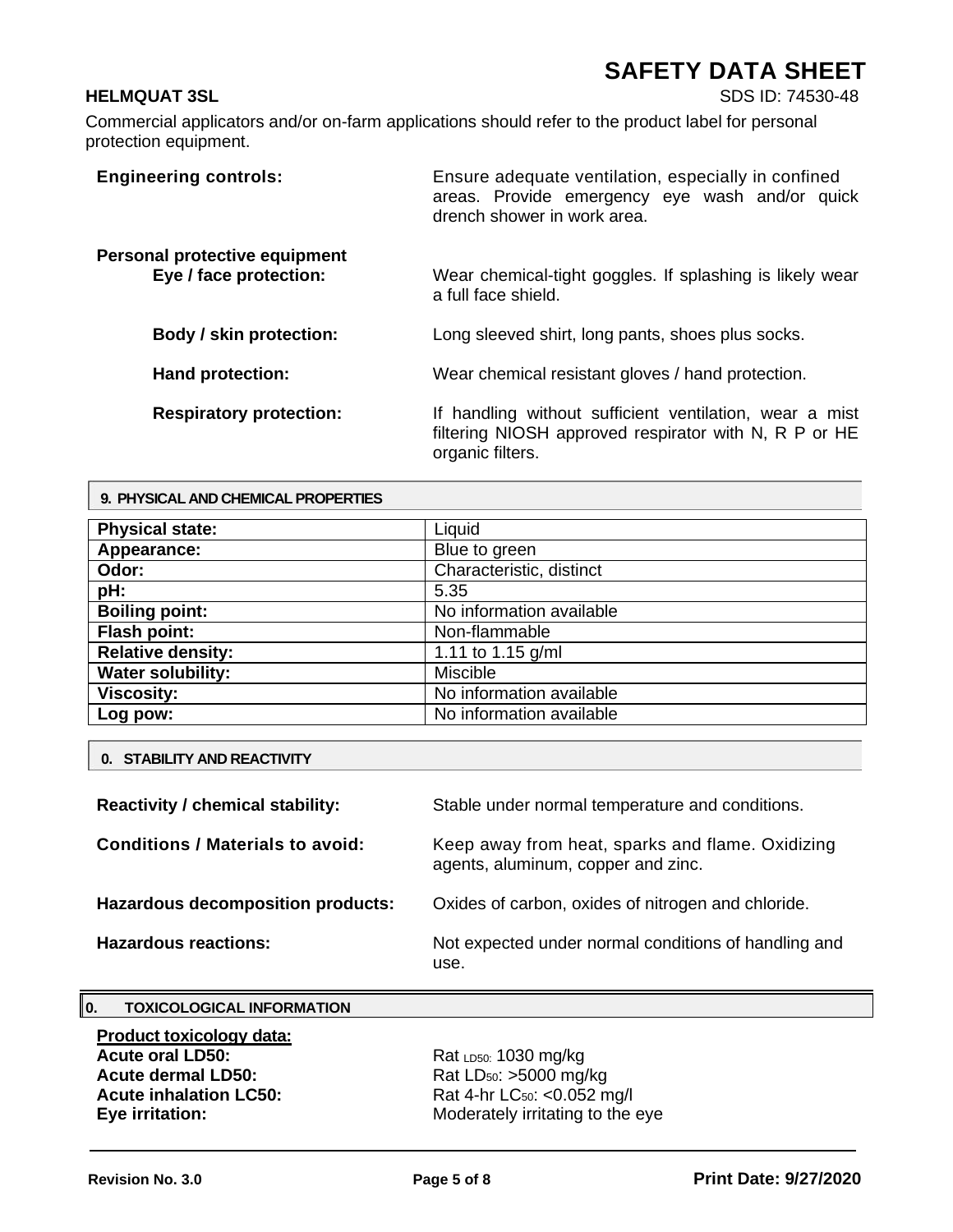Commercial applicators and/or on-farm applications should refer to the product label for personal protection equipment.

**Engineering controls:** Ensure adequate ventilation, especially in confined areas. Provide emergency eye wash and/or quick drench shower in work area.

**Personal protective equipment**

**Eye / face protection:** Wear chemical-tight goggles. If splashing is likely wear a full face shield.

**Body / skin protection:** Long sleeved shirt, long pants, shoes plus socks.

**Hand protection:** Wear chemical resistant gloves / hand protection.

**Respiratory protection:** If handling without sufficient ventilation, wear a mist filtering NIOSH approved respirator with N, R P or HE organic filters.

## 9. PHYSICAL AND CHEMICAL PROPERTIES

| Physical state: | Liquid |
|---|---|
| Appearance: | Blue to green |
| Odor: | Characteristic, distinct |
| pH: | 5.35 |
| Boiling point: | No information available |
| Flash point: | Non-flammable |
| Relative density: | 1.11 to 1.15 g/ml |
| Water solubility: | Miscible |
| Viscosity: | No information available |
| Log pow: | No information available |

## 0. STABILITY AND REACTIVITY

**Reactivity / chemical stability:** Stable under normal temperature and conditions.

**Conditions / Materials to avoid:** Keep away from heat, sparks and flame. Oxidizing agents, aluminum, copper and zinc.

**Hazardous decomposition products:** Oxides of carbon, oxides of nitrogen and chloride.

**Hazardous reactions:** Not expected under normal conditions of handling and use.

## 0. TOXICOLOGICAL INFORMATION

**Product toxicology data:**

**Acute oral LD50:** Rat $_{LD50:}$ 1030 mg/kg

**Acute dermal LD50:** Rat $LD_{50}$: >5000 mg/kg

**Acute inhalation LC50:** Rat 4-hr $LC_{50}$: <0.052 mg/l

**Eye irritation:** Moderately irritating to the eye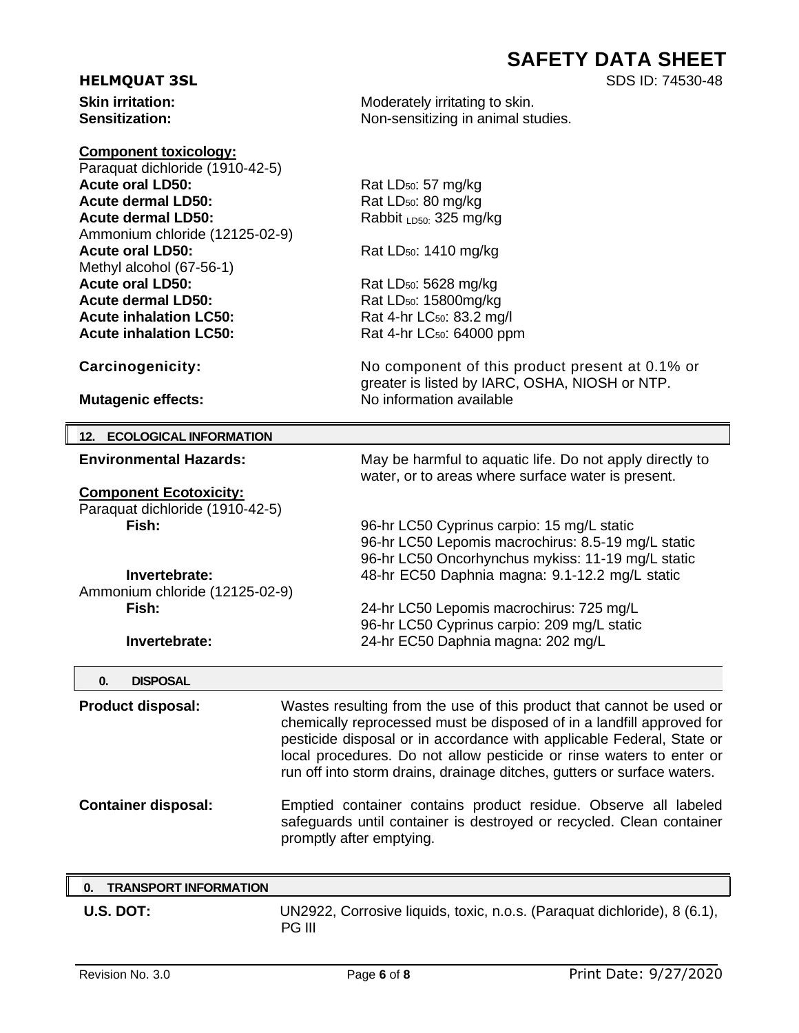**Skin irritation:** Moderately irritating to skin.
**Sensitization:** Non-sensitizing in animal studies.

**Component toxicology:**

Paraquat dichloride (1910-42-5)

| | |
|---|---|
| **Acute oral LD50:** | Rat $LD_{50}$: 57 mg/kg |
| **Acute dermal LD50:** | Rat $LD_{50}$: 80 mg/kg |
| **Acute dermal LD50:** | Rabbit $_{LD50:}$ 325 mg/kg |

Ammonium chloride (12125-02-9)

| | |
|---|---|
| **Acute oral LD50:** | Rat $LD_{50}$: 1410 mg/kg |

Methyl alcohol (67-56-1)

| | |
|---|---|
| **Acute oral LD50:** | Rat $LD_{50}$: 5628 mg/kg |
| **Acute dermal LD50:** | Rat $LD_{50}$: 15800mg/kg |
| **Acute inhalation LC50:** | Rat 4-hr $LC_{50}$: 83.2 mg/l |
| **Acute inhalation LC50:** | Rat 4-hr $LC_{50}$: 64000 ppm |

**Carcinogenicity:** No component of this product present at 0.1% or greater is listed by IARC, OSHA, NIOSH or NTP.

**Mutagenic effects:** No information available

## 12. ECOLOGICAL INFORMATION

**Environmental Hazards:** May be harmful to aquatic life. Do not apply directly to water, or to areas where surface water is present.

**Component Ecotoxicity:**

Paraquat dichloride (1910-42-5)

**Fish:**
96-hr LC50 Cyprinus carpio: 15 mg/L static
96-hr LC50 Lepomis macrochirus: 8.5-19 mg/L static
96-hr LC50 Oncorhynchus mykiss: 11-19 mg/L static

**Invertebrate:** 48-hr EC50 Daphnia magna: 9.1-12.2 mg/L static

Ammonium chloride (12125-02-9)

**Fish:**
24-hr LC50 Lepomis macrochirus: 725 mg/L
96-hr LC50 Cyprinus carpio: 209 mg/L static

**Invertebrate:** 24-hr EC50 Daphnia magna: 202 mg/L

## 0. DISPOSAL

**Product disposal:** Wastes resulting from the use of this product that cannot be used or chemically reprocessed must be disposed of in a landfill approved for pesticide disposal or in accordance with applicable Federal, State or local procedures. Do not allow pesticide or rinse waters to enter or run off into storm drains, drainage ditches, gutters or surface waters.

**Container disposal:** Emptied container contains product residue. Observe all labeled safeguards until container is destroyed or recycled. Clean container promptly after emptying.

## 0. TRANSPORT INFORMATION

**U.S. DOT:** UN2922, Corrosive liquids, toxic, n.o.s. (Paraquat dichloride), 8 (6.1), PG III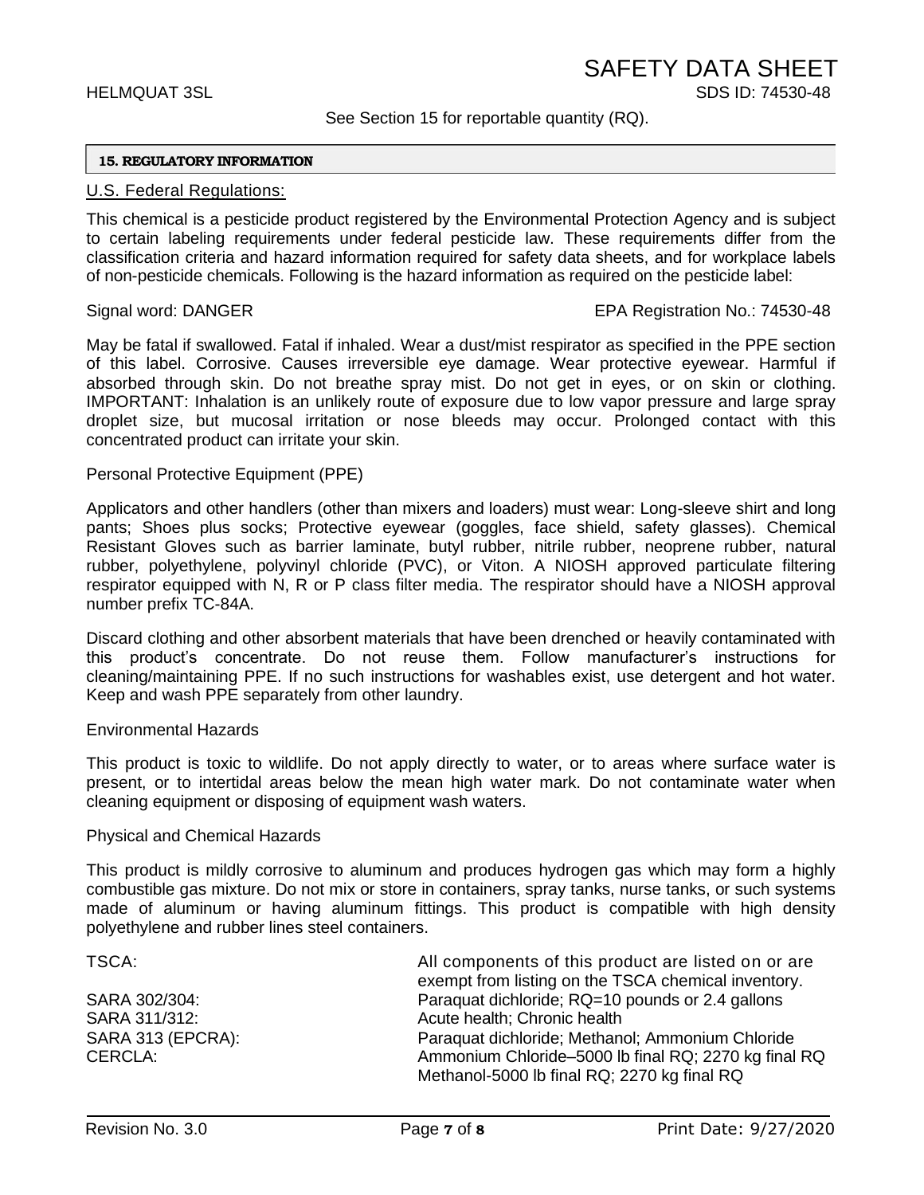See Section 15 for reportable quantity (RQ).

## 15. REGULATORY INFORMATION

### U.S. Federal Regulations:

This chemical is a pesticide product registered by the Environmental Protection Agency and is subject to certain labeling requirements under federal pesticide law. These requirements differ from the classification criteria and hazard information required for safety data sheets, and for workplace labels of non-pesticide chemicals. Following is the hazard information as required on the pesticide label:

Signal word: DANGER

EPA Registration No.: 74530-48

May be fatal if swallowed. Fatal if inhaled. Wear a dust/mist respirator as specified in the PPE section of this label. Corrosive. Causes irreversible eye damage. Wear protective eyewear. Harmful if absorbed through skin. Do not breathe spray mist. Do not get in eyes, or on skin or clothing. IMPORTANT: Inhalation is an unlikely route of exposure due to low vapor pressure and large spray droplet size, but mucosal irritation or nose bleeds may occur. Prolonged contact with this concentrated product can irritate your skin.

Personal Protective Equipment (PPE)

Applicators and other handlers (other than mixers and loaders) must wear: Long-sleeve shirt and long pants; Shoes plus socks; Protective eyewear (goggles, face shield, safety glasses). Chemical Resistant Gloves such as barrier laminate, butyl rubber, nitrile rubber, neoprene rubber, natural rubber, polyethylene, polyvinyl chloride (PVC), or Viton. A NIOSH approved particulate filtering respirator equipped with N, R or P class filter media. The respirator should have a NIOSH approval number prefix TC-84A.

Discard clothing and other absorbent materials that have been drenched or heavily contaminated with this product's concentrate. Do not reuse them. Follow manufacturer's instructions for cleaning/maintaining PPE. If no such instructions for washables exist, use detergent and hot water. Keep and wash PPE separately from other laundry.

Environmental Hazards

This product is toxic to wildlife. Do not apply directly to water, or to areas where surface water is present, or to intertidal areas below the mean high water mark. Do not contaminate water when cleaning equipment or disposing of equipment wash waters.

Physical and Chemical Hazards

This product is mildly corrosive to aluminum and produces hydrogen gas which may form a highly combustible gas mixture. Do not mix or store in containers, spray tanks, nurse tanks, or such systems made of aluminum or having aluminum fittings. This product is compatible with high density polyethylene and rubber lines steel containers.

| | |
|---|---|
| TSCA: | All components of this product are listed on or are exempt from listing on the TSCA chemical inventory. |
| SARA 302/304: | Paraquat dichloride; RQ=10 pounds or 2.4 gallons |
| SARA 311/312: | Acute health; Chronic health |
| SARA 313 (EPCRA): | Paraquat dichloride; Methanol; Ammonium Chloride |
| CERCLA: | Ammonium Chloride–5000 lb final RQ; 2270 kg final RQ<br>Methanol-5000 lb final RQ; 2270 kg final RQ |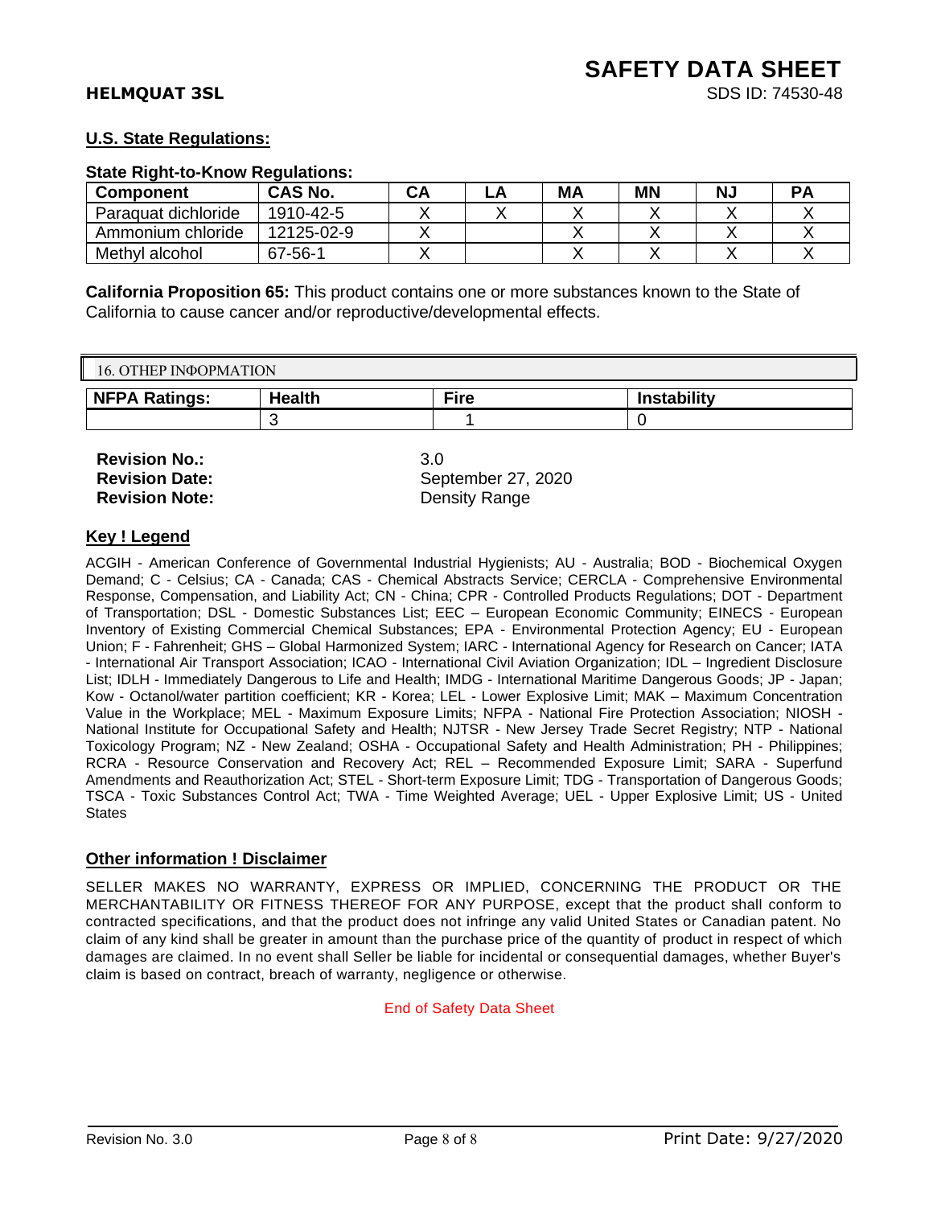## U.S. State Regulations:

**State Right-to-Know Regulations:**

| Component | CAS No. | CA | LA | MA | MN | NJ | PA |
|---|---|---|---|---|---|---|---|
| Paraquat dichloride | 1910-42-5 | X | X | X | X | X | X |
| Ammonium chloride | 12125-02-9 | X | | X | X | X | X |
| Methyl alcohol | 67-56-1 | X | | X | X | X | X |

**California Proposition 65:** This product contains one or more substances known to the State of California to cause cancer and/or reproductive/developmental effects.

## 16. OTHEP INΦOPMATION

| NFPA Ratings: | Health | Fire | Instability |
|---|---|---|---|
| | 3 | 1 | 0 |

**Revision No.:** 3.0
**Revision Date:** September 27, 2020
**Revision Note:** Density Range

## Key ! Legend

ACGIH - American Conference of Governmental Industrial Hygienists; AU - Australia; BOD - Biochemical Oxygen Demand; C - Celsius; CA - Canada; CAS - Chemical Abstracts Service; CERCLA - Comprehensive Environmental Response, Compensation, and Liability Act; CN - China; CPR - Controlled Products Regulations; DOT - Department of Transportation; DSL - Domestic Substances List; EEC – European Economic Community; EINECS - European Inventory of Existing Commercial Chemical Substances; EPA - Environmental Protection Agency; EU - European Union; F - Fahrenheit; GHS – Global Harmonized System; IARC - International Agency for Research on Cancer; IATA - International Air Transport Association; ICAO - International Civil Aviation Organization; IDL – Ingredient Disclosure List; IDLH - Immediately Dangerous to Life and Health; IMDG - International Maritime Dangerous Goods; JP - Japan; Kow - Octanol/water partition coefficient; KR - Korea; LEL - Lower Explosive Limit; MAK – Maximum Concentration Value in the Workplace; MEL - Maximum Exposure Limits; NFPA - National Fire Protection Association; NIOSH - National Institute for Occupational Safety and Health; NJTSR - New Jersey Trade Secret Registry; NTP - National Toxicology Program; NZ - New Zealand; OSHA - Occupational Safety and Health Administration; PH - Philippines; RCRA - Resource Conservation and Recovery Act; REL – Recommended Exposure Limit; SARA - Superfund Amendments and Reauthorization Act; STEL - Short-term Exposure Limit; TDG - Transportation of Dangerous Goods; TSCA - Toxic Substances Control Act; TWA - Time Weighted Average; UEL - Upper Explosive Limit; US - United States

## Other information ! Disclaimer

SELLER MAKES NO WARRANTY, EXPRESS OR IMPLIED, CONCERNING THE PRODUCT OR THE MERCHANTABILITY OR FITNESS THEREOF FOR ANY PURPOSE, except that the product shall conform to contracted specifications, and that the product does not infringe any valid United States or Canadian patent. No claim of any kind shall be greater in amount than the purchase price of the quantity of product in respect of which damages are claimed. In no event shall Seller be liable for incidental or consequential damages, whether Buyer's claim is based on contract, breach of warranty, negligence or otherwise.

End of Safety Data Sheet